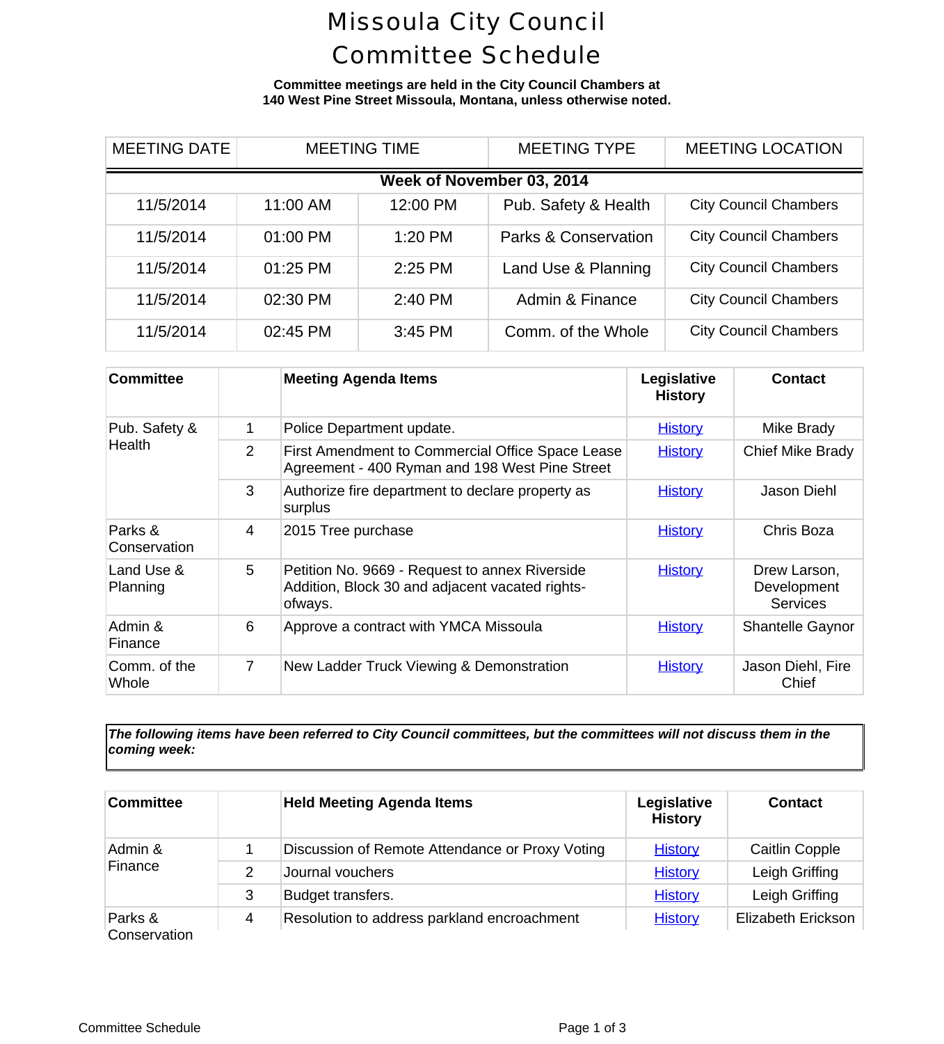# Missoula City Council Committee Schedule

**Committee meetings are held in the City Council Chambers at 140 West Pine Street Missoula, Montana, unless otherwise noted.**

| MEETING DATE | MEETING TIME | | MEETING TYPE | MEETING LOCATION |
|---|---|---|---|---|
| **Week of November 03, 2014** | | | | |
| 11/5/2014 | 11:00 AM | 12:00 PM | Pub. Safety & Health | City Council Chambers |
| 11/5/2014 | 01:00 PM | 1:20 PM | Parks & Conservation | City Council Chambers |
| 11/5/2014 | 01:25 PM | 2:25 PM | Land Use & Planning | City Council Chambers |
| 11/5/2014 | 02:30 PM | 2:40 PM | Admin & Finance | City Council Chambers |
| 11/5/2014 | 02:45 PM | 3:45 PM | Comm. of the Whole | City Council Chambers |

| Committee | | Meeting Agenda Items | Legislative History | Contact |
|---|---|---|---|---|
| Pub. Safety & Health | 1 | Police Department update. | History | Mike Brady |
| | 2 | First Amendment to Commercial Office Space Lease Agreement - 400 Ryman and 198 West Pine Street | History | Chief Mike Brady |
| | 3 | Authorize fire department to declare property as surplus | History | Jason Diehl |
| Parks & Conservation | 4 | 2015 Tree purchase | History | Chris Boza |
| Land Use & Planning | 5 | Petition No. 9669 - Request to annex Riverside Addition, Block 30 and adjacent vacated rights-ofways. | History | Drew Larson, Development Services |
| Admin & Finance | 6 | Approve a contract with YMCA Missoula | History | Shantelle Gaynor |
| Comm. of the Whole | 7 | New Ladder Truck Viewing & Demonstration | History | Jason Diehl, Fire Chief |

***The following items have been referred to City Council committees, but the committees will not discuss them in the coming week:***

| Committee | | Held Meeting Agenda Items | Legislative History | Contact |
|---|---|---|---|---|
| Admin & Finance | 1 | Discussion of Remote Attendance or Proxy Voting | History | Caitlin Copple |
| | 2 | Journal vouchers | History | Leigh Griffing |
| | 3 | Budget transfers. | History | Leigh Griffing |
| Parks & Conservation | 4 | Resolution to address parkland encroachment | History | Elizabeth Erickson |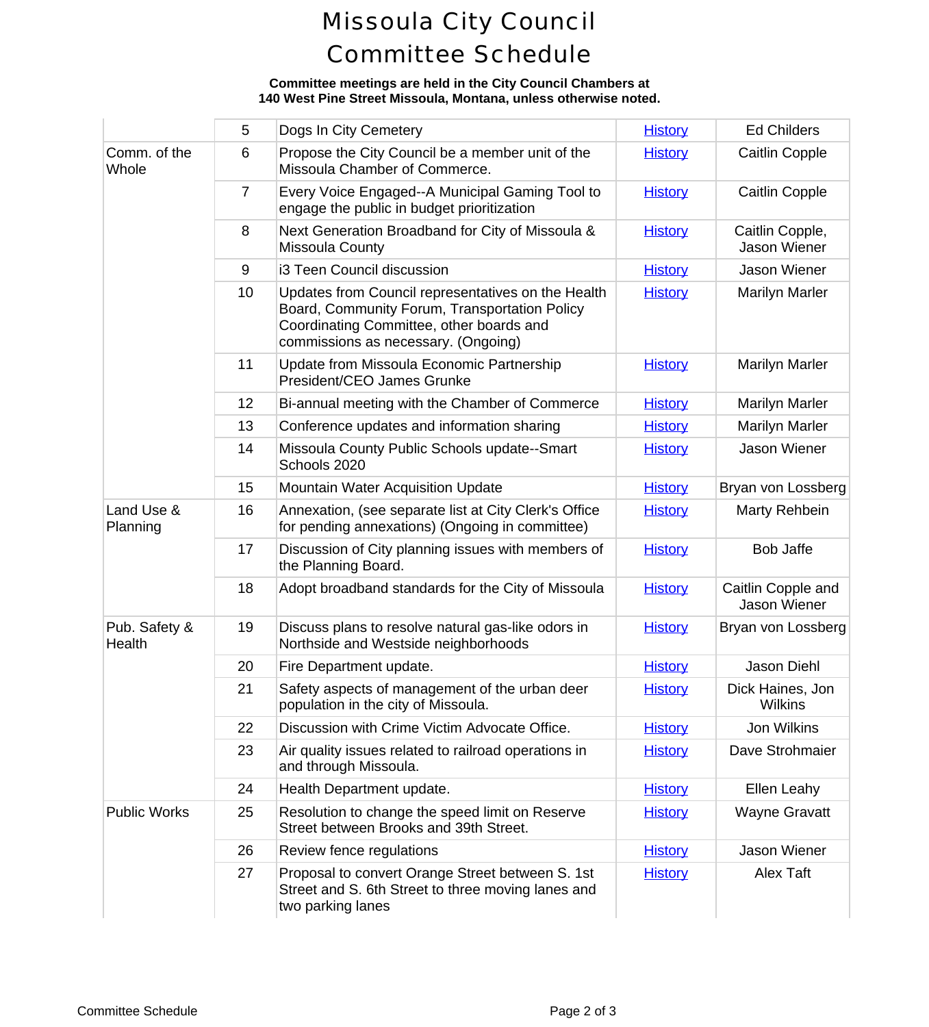# Missoula City Council Committee Schedule

**Committee meetings are held in the City Council Chambers at 140 West Pine Street Missoula, Montana, unless otherwise noted.**

| | | | | |
|---|---|---|---|---|
| | 5 | Dogs In City Cemetery | History | Ed Childers |
| Comm. of the Whole | 6 | Propose the City Council be a member unit of the Missoula Chamber of Commerce. | History | Caitlin Copple |
| | 7 | Every Voice Engaged--A Municipal Gaming Tool to engage the public in budget prioritization | History | Caitlin Copple |
| | 8 | Next Generation Broadband for City of Missoula & Missoula County | History | Caitlin Copple, Jason Wiener |
| | 9 | i3 Teen Council discussion | History | Jason Wiener |
| | 10 | Updates from Council representatives on the Health Board, Community Forum, Transportation Policy Coordinating Committee, other boards and commissions as necessary. (Ongoing) | History | Marilyn Marler |
| | 11 | Update from Missoula Economic Partnership President/CEO James Grunke | History | Marilyn Marler |
| | 12 | Bi-annual meeting with the Chamber of Commerce | History | Marilyn Marler |
| | 13 | Conference updates and information sharing | History | Marilyn Marler |
| | 14 | Missoula County Public Schools update--Smart Schools 2020 | History | Jason Wiener |
| | 15 | Mountain Water Acquisition Update | History | Bryan von Lossberg |
| Land Use & Planning | 16 | Annexation, (see separate list at City Clerk's Office for pending annexations) (Ongoing in committee) | History | Marty Rehbein |
| | 17 | Discussion of City planning issues with members of the Planning Board. | History | Bob Jaffe |
| | 18 | Adopt broadband standards for the City of Missoula | History | Caitlin Copple and Jason Wiener |
| Pub. Safety & Health | 19 | Discuss plans to resolve natural gas-like odors in Northside and Westside neighborhoods | History | Bryan von Lossberg |
| | 20 | Fire Department update. | History | Jason Diehl |
| | 21 | Safety aspects of management of the urban deer population in the city of Missoula. | History | Dick Haines, Jon Wilkins |
| | 22 | Discussion with Crime Victim Advocate Office. | History | Jon Wilkins |
| | 23 | Air quality issues related to railroad operations in and through Missoula. | History | Dave Strohmaier |
| | 24 | Health Department update. | History | Ellen Leahy |
| Public Works | 25 | Resolution to change the speed limit on Reserve Street between Brooks and 39th Street. | History | Wayne Gravatt |
| | 26 | Review fence regulations | History | Jason Wiener |
| | 27 | Proposal to convert Orange Street between S. 1st Street and S. 6th Street to three moving lanes and two parking lanes | History | Alex Taft |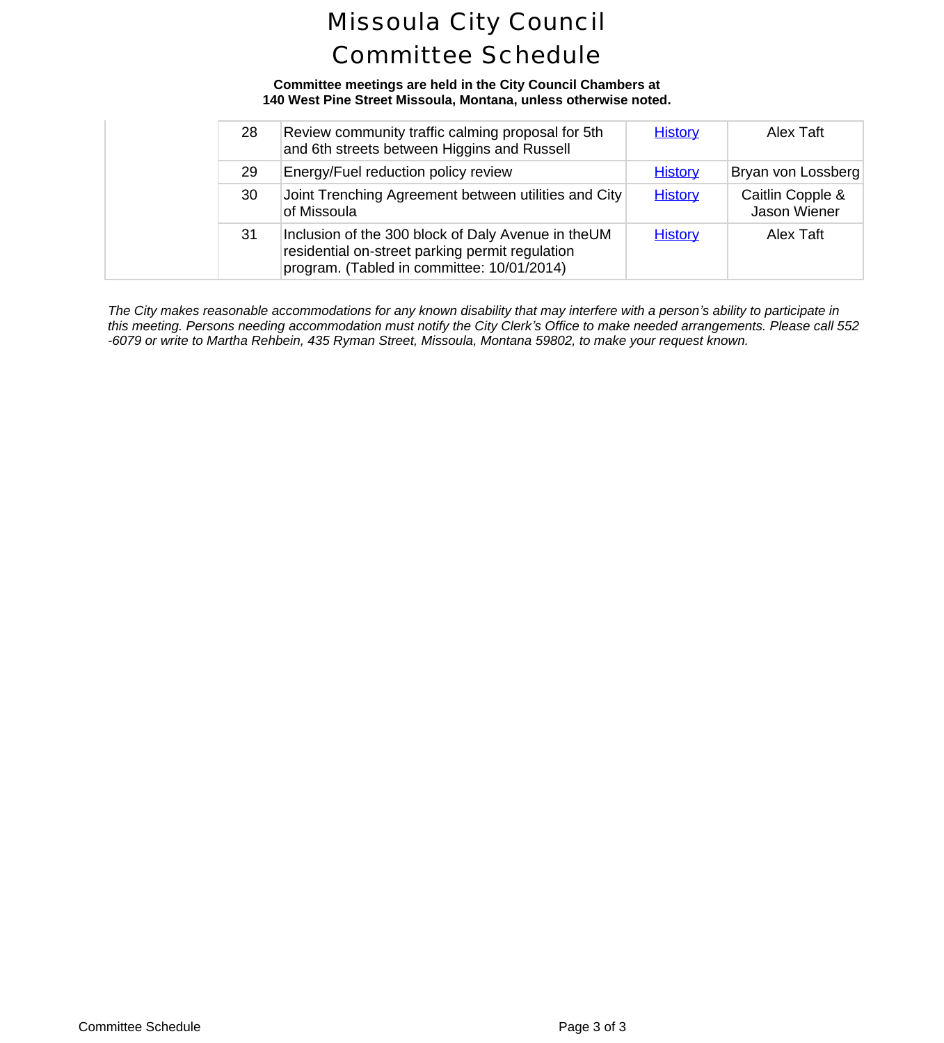# Missoula City Council Committee Schedule

**Committee meetings are held in the City Council Chambers at 140 West Pine Street Missoula, Montana, unless otherwise noted.**

| | | | | |
|---|---|---|---|---|
| | 28 | Review community traffic calming proposal for 5th and 6th streets between Higgins and Russell | History | Alex Taft |
| | 29 | Energy/Fuel reduction policy review | History | Bryan von Lossberg |
| | 30 | Joint Trenching Agreement between utilities and City of Missoula | History | Caitlin Copple & Jason Wiener |
| | 31 | Inclusion of the 300 block of Daly Avenue in theUM residential on-street parking permit regulation program. (Tabled in committee: 10/01/2014) | History | Alex Taft |

*The City makes reasonable accommodations for any known disability that may interfere with a person's ability to participate in this meeting. Persons needing accommodation must notify the City Clerk's Office to make needed arrangements. Please call 552-6079 or write to Martha Rehbein, 435 Ryman Street, Missoula, Montana 59802, to make your request known.*